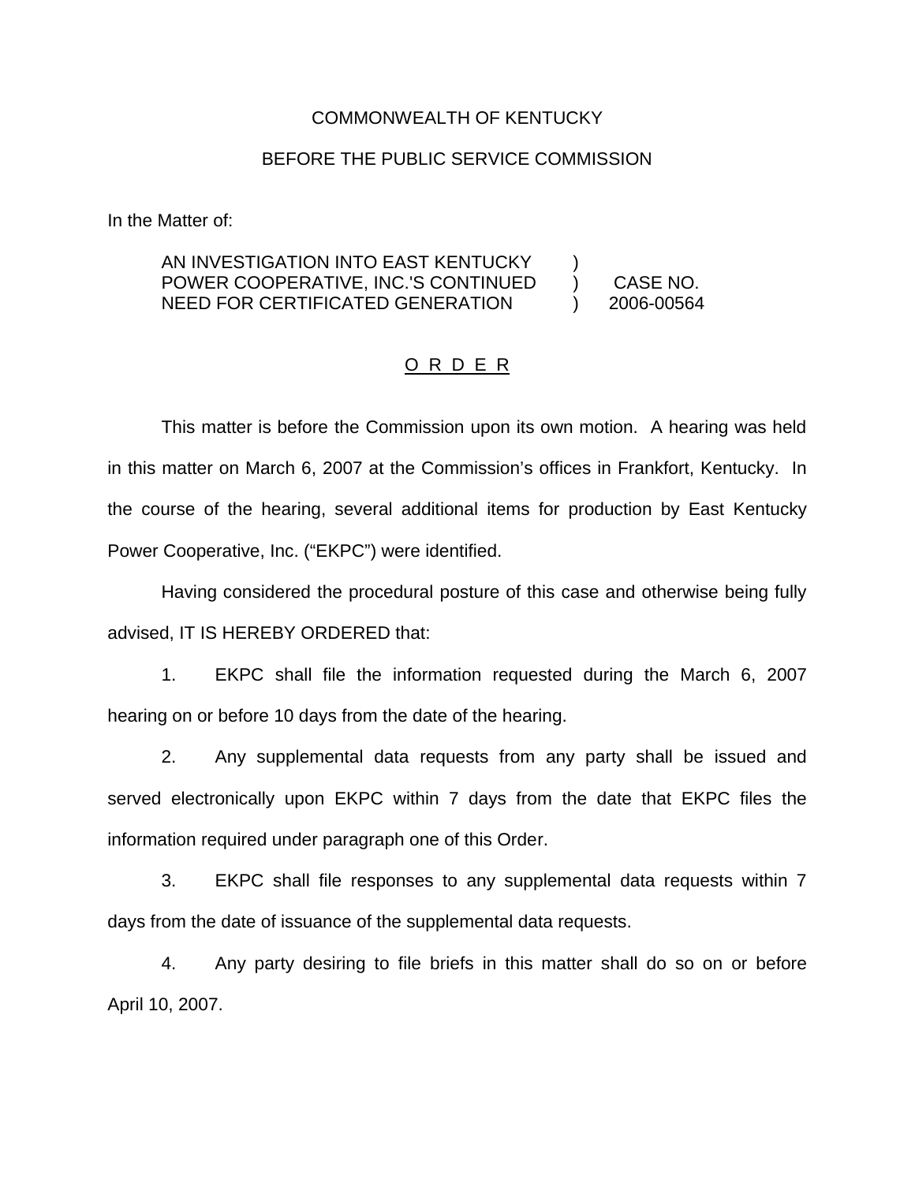COMMONWEALTH OF KENTUCKY

BEFORE THE PUBLIC SERVICE COMMISSION

In the Matter of:

| | | |
|---|---|---|
| AN INVESTIGATION INTO EAST KENTUCKY POWER COOPERATIVE, INC.'S CONTINUED NEED FOR CERTIFICATED GENERATION | ) ) ) | CASE NO. 2006-00564 |

O R D E R

This matter is before the Commission upon its own motion. A hearing was held in this matter on March 6, 2007 at the Commission's offices in Frankfort, Kentucky. In the course of the hearing, several additional items for production by East Kentucky Power Cooperative, Inc. ("EKPC") were identified.

Having considered the procedural posture of this case and otherwise being fully advised, IT IS HEREBY ORDERED that:

1. EKPC shall file the information requested during the March 6, 2007 hearing on or before 10 days from the date of the hearing.

2. Any supplemental data requests from any party shall be issued and served electronically upon EKPC within 7 days from the date that EKPC files the information required under paragraph one of this Order.

3. EKPC shall file responses to any supplemental data requests within 7 days from the date of issuance of the supplemental data requests.

4. Any party desiring to file briefs in this matter shall do so on or before April 10, 2007.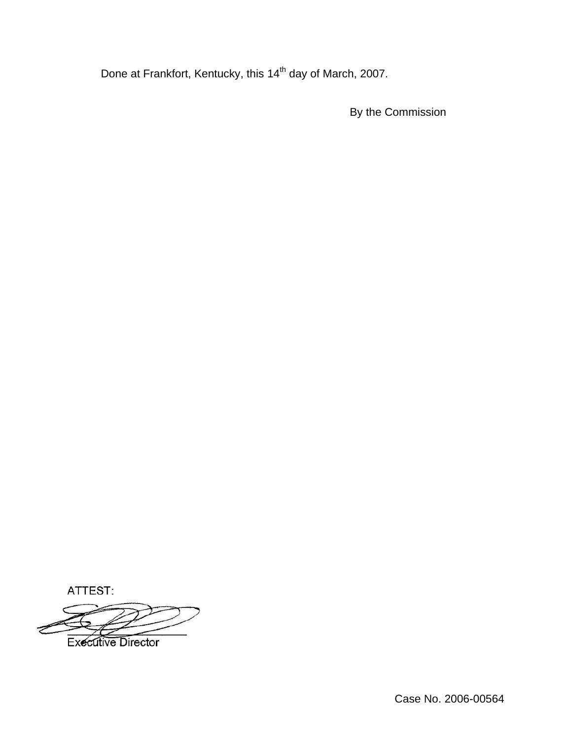Done at Frankfort, Kentucky, this 14th day of March, 2007.

By the Commission

ATTEST:

Executive Director

Case No. 2006-00564